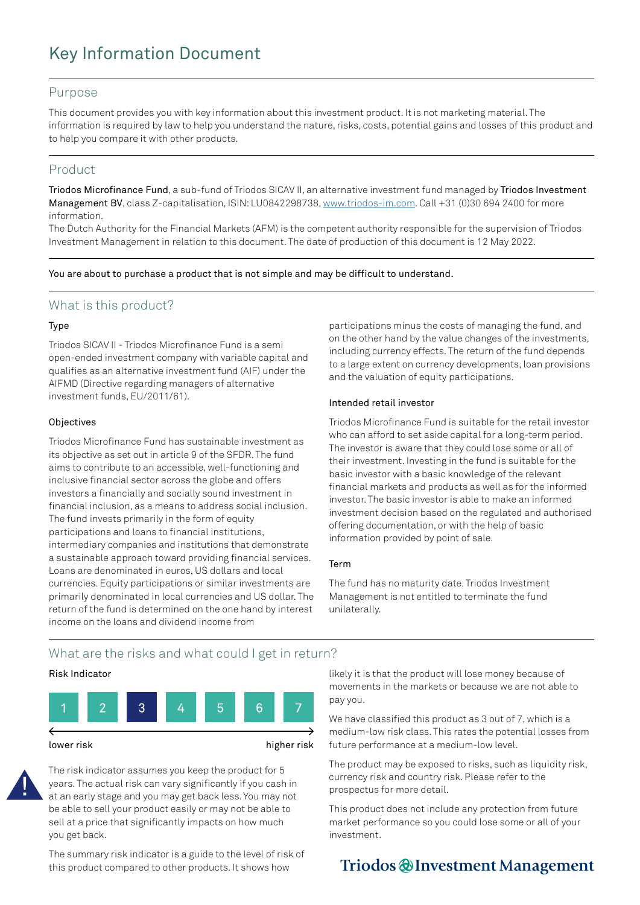# Key Information Document

## Purpose

This document provides you with key information about this investment product. It is not marketing material. The information is required by law to help you understand the nature, risks, costs, potential gains and losses of this product and to help you compare it with other products.

## Product

**Triodos Microfinance Fund**, a sub-fund of Triodos SICAV II, an alternative investment fund managed by **Triodos Investment Management BV**, class Z-capitalisation, ISIN: LU0842298738, www.triodos-im.com. Call +31 (0)30 694 2400 for more information.

The Dutch Authority for the Financial Markets (AFM) is the competent authority responsible for the supervision of Triodos Investment Management in relation to this document. The date of production of this document is 12 May 2022.

You are about to purchase a product that is not simple and may be difficult to understand.

## What is this product?

### Type

Triodos SICAV II - Triodos Microfinance Fund is a semi open-ended investment company with variable capital and qualifies as an alternative investment fund (AIF) under the AIFMD (Directive regarding managers of alternative investment funds, EU/2011/61).

### Objectives

Triodos Microfinance Fund has sustainable investment as its objective as set out in article 9 of the SFDR. The fund aims to contribute to an accessible, well-functioning and inclusive financial sector across the globe and offers investors a financially and socially sound investment in financial inclusion, as a means to address social inclusion. The fund invests primarily in the form of equity participations and loans to financial institutions, intermediary companies and institutions that demonstrate a sustainable approach toward providing financial services. Loans are denominated in euros, US dollars and local currencies. Equity participations or similar investments are primarily denominated in local currencies and US dollar. The return of the fund is determined on the one hand by interest income on the loans and dividend income from participations minus the costs of managing the fund, and on the other hand by the value changes of the investments, including currency effects. The return of the fund depends to a large extent on currency developments, loan provisions and the valuation of equity participations.

### Intended retail investor

Triodos Microfinance Fund is suitable for the retail investor who can afford to set aside capital for a long-term period. The investor is aware that they could lose some or all of their investment. Investing in the fund is suitable for the basic investor with a basic knowledge of the relevant financial markets and products as well as for the informed investor. The basic investor is able to make an informed investment decision based on the regulated and authorised offering documentation, or with the help of basic information provided by point of sale.

### Term

The fund has no maturity date. Triodos Investment Management is not entitled to terminate the fund unilaterally.

## What are the risks and what could I get in return?

### Risk Indicator

| 1 | 2 | **3** | 4 | 5 | 6 | 7 |
|---|---|---|---|---|---|---|

lower risk ← → higher risk

The risk indicator assumes you keep the product for 5 years. The actual risk can vary significantly if you cash in at an early stage and you may get back less. You may not be able to sell your product easily or may not be able to sell at a price that significantly impacts on how much you get back.

The summary risk indicator is a guide to the level of risk of this product compared to other products. It shows how likely it is that the product will lose money because of movements in the markets or because we are not able to pay you.

We have classified this product as 3 out of 7, which is a medium-low risk class. This rates the potential losses from future performance at a medium-low level.

The product may be exposed to risks, such as liquidity risk, currency risk and country risk. Please refer to the prospectus for more detail.

This product does not include any protection from future market performance so you could lose some or all of your investment.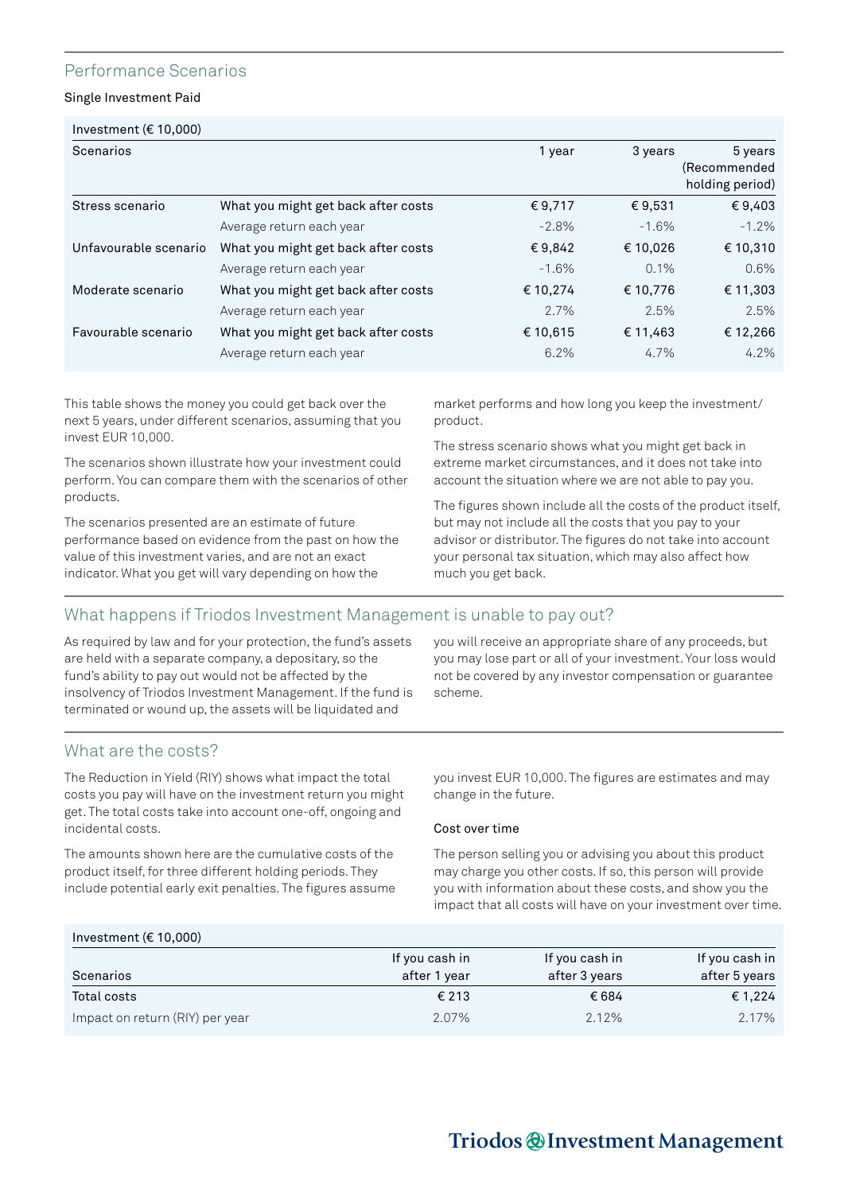## Performance Scenarios

### Single Investment Paid

| Investment (€ 10,000) | | | | |
|---|---|---|---|---|
| Scenarios | | 1 year | 3 years | 5 years (Recommended holding period) |
| Stress scenario | What you might get back after costs | € 9,717 | € 9,531 | € 9,403 |
| | Average return each year | -2.8% | -1.6% | -1.2% |
| Unfavourable scenario | What you might get back after costs | € 9,842 | € 10,026 | € 10,310 |
| | Average return each year | -1.6% | 0.1% | 0.6% |
| Moderate scenario | What you might get back after costs | € 10,274 | € 10,776 | € 11,303 |
| | Average return each year | 2.7% | 2.5% | 2.5% |
| Favourable scenario | What you might get back after costs | € 10,615 | € 11,463 | € 12,266 |
| | Average return each year | 6.2% | 4.7% | 4.2% |

This table shows the money you could get back over the next 5 years, under different scenarios, assuming that you invest EUR 10,000.

The scenarios shown illustrate how your investment could perform. You can compare them with the scenarios of other products.

The scenarios presented are an estimate of future performance based on evidence from the past on how the value of this investment varies, and are not an exact indicator. What you get will vary depending on how the market performs and how long you keep the investment/ product.

The stress scenario shows what you might get back in extreme market circumstances, and it does not take into account the situation where we are not able to pay you.

The figures shown include all the costs of the product itself, but may not include all the costs that you pay to your advisor or distributor. The figures do not take into account your personal tax situation, which may also affect how much you get back.

## What happens if Triodos Investment Management is unable to pay out?

As required by law and for your protection, the fund's assets are held with a separate company, a depositary, so the fund's ability to pay out would not be affected by the insolvency of Triodos Investment Management. If the fund is terminated or wound up, the assets will be liquidated and you will receive an appropriate share of any proceeds, but you may lose part or all of your investment. Your loss would not be covered by any investor compensation or guarantee scheme.

## What are the costs?

The Reduction in Yield (RIY) shows what impact the total costs you pay will have on the investment return you might get. The total costs take into account one-off, ongoing and incidental costs.

The amounts shown here are the cumulative costs of the product itself, for three different holding periods. They include potential early exit penalties. The figures assume you invest EUR 10,000. The figures are estimates and may change in the future.

### Cost over time

The person selling you or advising you about this product may charge you other costs. If so, this person will provide you with information about these costs, and show you the impact that all costs will have on your investment over time.

| Investment (€ 10,000) | | | |
|---|---|---|---|
| Scenarios | If you cash in after 1 year | If you cash in after 3 years | If you cash in after 5 years |
| Total costs | € 213 | € 684 | € 1,224 |
| Impact on return (RIY) per year | 2.07% | 2.12% | 2.17% |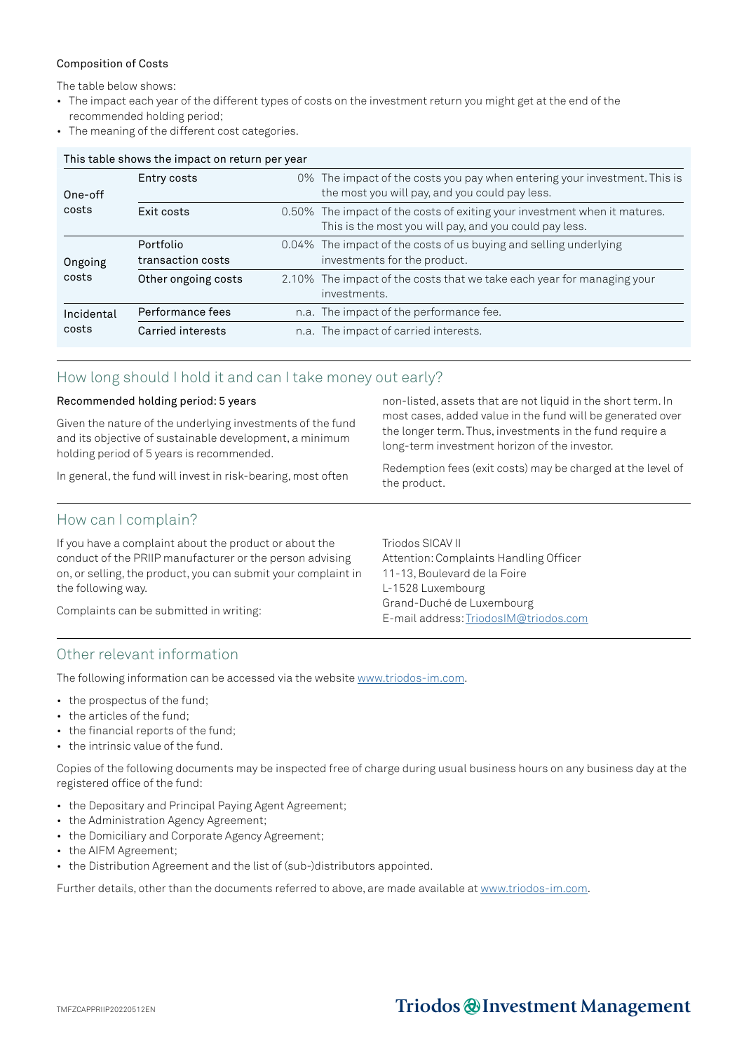### Composition of Costs

The table below shows:

- The impact each year of the different types of costs on the investment return you might get at the end of the recommended holding period;
- The meaning of the different cost categories.

| This table shows the impact on return per year | | | |
|---|---|---|---|
| One-off costs | Entry costs | 0% | The impact of the costs you pay when entering your investment. This is the most you will pay, and you could pay less. |
| | Exit costs | 0.50% | The impact of the costs of exiting your investment when it matures. This is the most you will pay, and you could pay less. |
| Ongoing costs | Portfolio transaction costs | 0.04% | The impact of the costs of us buying and selling underlying investments for the product. |
| | Other ongoing costs | 2.10% | The impact of the costs that we take each year for managing your investments. |
| Incidental costs | Performance fees | n.a. | The impact of the performance fee. |
| | Carried interests | n.a. | The impact of carried interests. |

## How long should I hold it and can I take money out early?

**Recommended holding period: 5 years**

Given the nature of the underlying investments of the fund and its objective of sustainable development, a minimum holding period of 5 years is recommended.

In general, the fund will invest in risk-bearing, most often non-listed, assets that are not liquid in the short term. In most cases, added value in the fund will be generated over the longer term. Thus, investments in the fund require a long-term investment horizon of the investor.

Redemption fees (exit costs) may be charged at the level of the product.

## How can I complain?

If you have a complaint about the product or about the conduct of the PRIIP manufacturer or the person advising on, or selling, the product, you can submit your complaint in the following way.

Complaints can be submitted in writing:

Triodos SICAV II
Attention: Complaints Handling Officer
11-13, Boulevard de la Foire
L-1528 Luxembourg
Grand-Duché de Luxembourg
E-mail address: TriodosIM@triodos.com

## Other relevant information

The following information can be accessed via the website www.triodos-im.com.

- the prospectus of the fund;
- the articles of the fund;
- the financial reports of the fund;
- the intrinsic value of the fund.

Copies of the following documents may be inspected free of charge during usual business hours on any business day at the registered office of the fund:

- the Depositary and Principal Paying Agent Agreement;
- the Administration Agency Agreement;
- the Domiciliary and Corporate Agency Agreement;
- the AIFM Agreement;
- the Distribution Agreement and the list of (sub-)distributors appointed.

Further details, other than the documents referred to above, are made available at www.triodos-im.com.

TMFZCAPPRIIP20220512EN